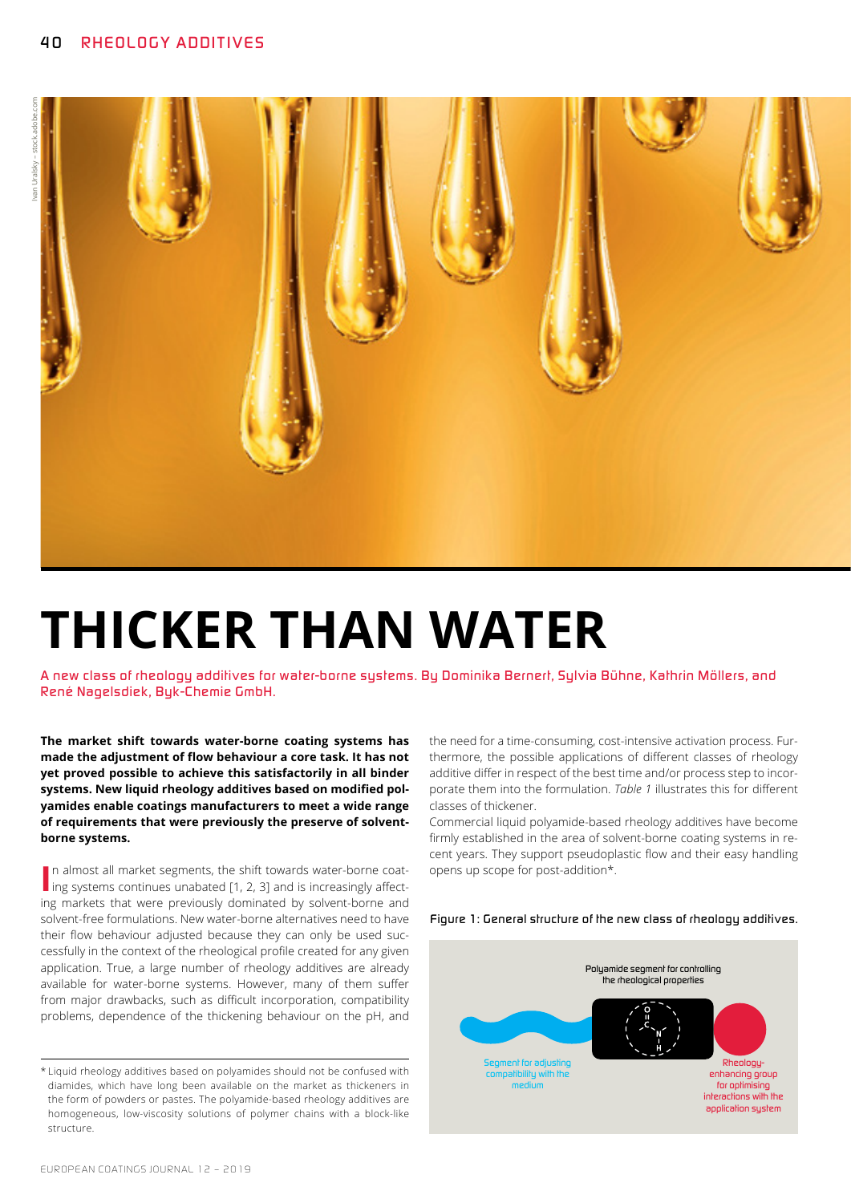# THICKER THAN WATER

A new class of rheology additives for water-borne systems. By Dominika Bernert, Sylvia Bühne, Kathrin Möllers, and René Nagelsdiek, Byk-Chemie GmbH.

**The market shift towards water-borne coating systems has made the adjustment of flow behaviour a core task. It has not yet proved possible to achieve this satisfactorily in all binder systems. New liquid rheology additives based on modified polyamides enable coatings manufacturers to meet a wide range of requirements that were previously the preserve of solvent-borne systems.**

In almost all market segments, the shift towards water-borne coating systems continues unabated [1, 2, 3] and is increasingly affecting markets that were previously dominated by solvent-borne and solvent-free formulations. New water-borne alternatives need to have their flow behaviour adjusted because they can only be used successfully in the context of the rheological profile created for any given application. True, a large number of rheology additives are already available for water-borne systems. However, many of them suffer from major drawbacks, such as difficult incorporation, compatibility problems, dependence of the thickening behaviour on the pH, and the need for a time-consuming, cost-intensive activation process. Furthermore, the possible applications of different classes of rheology additive differ in respect of the best time and/or process step to incorporate them into the formulation. *Table 1* illustrates this for different classes of thickener.

Commercial liquid polyamide-based rheology additives have become firmly established in the area of solvent-borne coating systems in recent years. They support pseudoplastic flow and their easy handling opens up scope for post-addition*.

\* Liquid rheology additives based on polyamides should not be confused with diamides, which have long been available on the market as thickeners in the form of powders or pastes. The polyamide-based rheology additives are homogeneous, low-viscosity solutions of polymer chains with a block-like structure.

Figure 1: General structure of the new class of rheology additives.

Polyamide segment for controlling the rheological properties

Segment for adjusting compatibility with the medium

Rheology-enhancing group for optimising interactions with the application system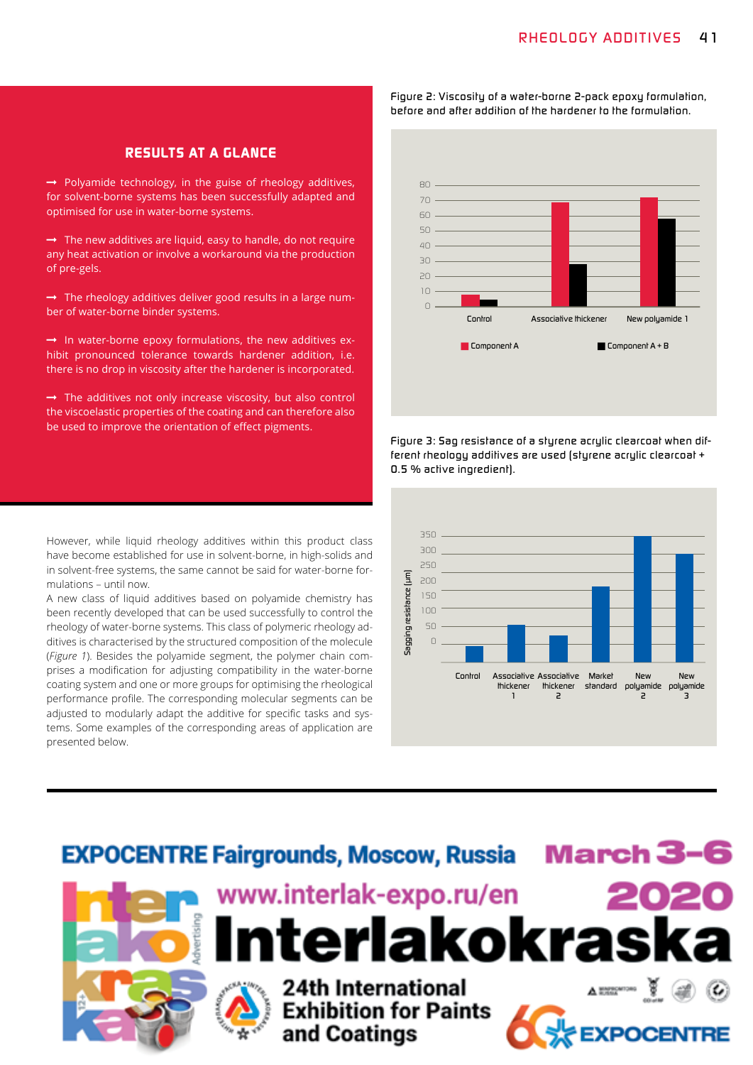## RESULTS AT A GLANCE

→ Polyamide technology, in the guise of rheology additives, for solvent-borne systems has been successfully adapted and optimised for use in water-borne systems.

→ The new additives are liquid, easy to handle, do not require any heat activation or involve a workaround via the production of pre-gels.

→ The rheology additives deliver good results in a large number of water-borne binder systems.

→ In water-borne epoxy formulations, the new additives exhibit pronounced tolerance towards hardener addition, i.e. there is no drop in viscosity after the hardener is incorporated.

→ The additives not only increase viscosity, but also control the viscoelastic properties of the coating and can therefore also be used to improve the orientation of effect pigments.

However, while liquid rheology additives within this product class have become established for use in solvent-borne, in high-solids and in solvent-free systems, the same cannot be said for water-borne formulations – until now.

A new class of liquid additives based on polyamide chemistry has been recently developed that can be used successfully to control the rheology of water-borne systems. This class of polymeric rheology additives is characterised by the structured composition of the molecule (*Figure 1*). Besides the polyamide segment, the polymer chain comprises a modification for adjusting compatibility in the water-borne coating system and one or more groups for optimising the rheological performance profile. The corresponding molecular segments can be adjusted to modularly adapt the additive for specific tasks and systems. Some examples of the corresponding areas of application are presented below.

Figure 2: Viscosity of a water-borne 2-pack epoxy formulation, before and after addition of the hardener to the formulation.

Figure 3: Sag resistance of a styrene acrylic clearcoat when different rheology additives are used (styrene acrylic clearcoat + 0.5 % active ingredient).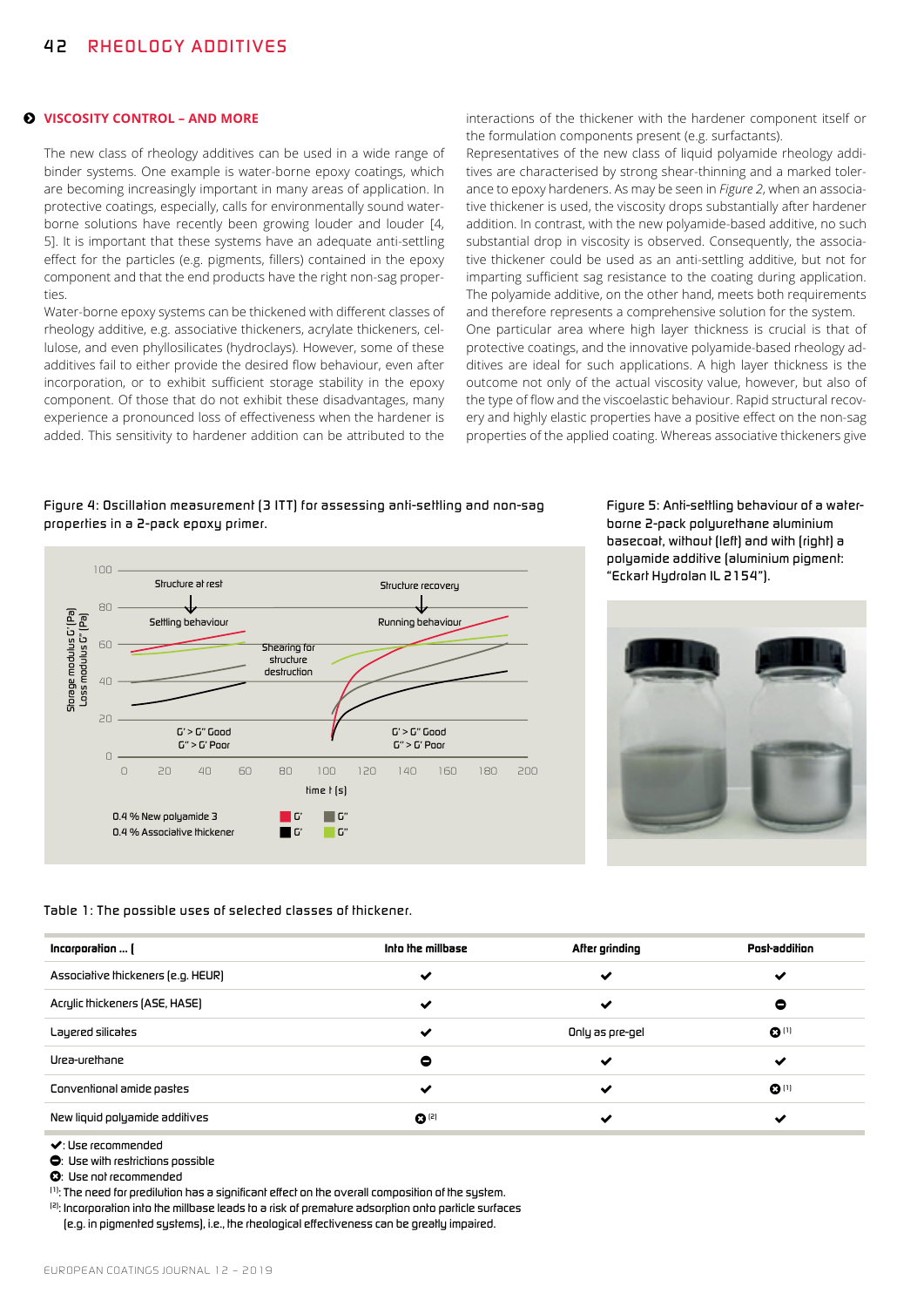## VISCOSITY CONTROL – AND MORE

The new class of rheology additives can be used in a wide range of binder systems. One example is water-borne epoxy coatings, which are becoming increasingly important in many areas of application. In protective coatings, especially, calls for environmentally sound water-borne solutions have recently been growing louder and louder [4, 5]. It is important that these systems have an adequate anti-settling effect for the particles (e.g. pigments, fillers) contained in the epoxy component and that the end products have the right non-sag properties.

Water-borne epoxy systems can be thickened with different classes of rheology additive, e.g. associative thickeners, acrylate thickeners, cellulose, and even phyllosilicates (hydroclays). However, some of these additives fail to either provide the desired flow behaviour, even after incorporation, or to exhibit sufficient storage stability in the epoxy component. Of those that do not exhibit these disadvantages, many experience a pronounced loss of effectiveness when the hardener is added. This sensitivity to hardener addition can be attributed to the interactions of the thickener with the hardener component itself or the formulation components present (e.g. surfactants).

Representatives of the new class of liquid polyamide rheology additives are characterised by strong shear-thinning and a marked tolerance to epoxy hardeners. As may be seen in *Figure 2*, when an associative thickener is used, the viscosity drops substantially after hardener addition. In contrast, with the new polyamide-based additive, no such substantial drop in viscosity is observed. Consequently, the associative thickener could be used as an anti-settling additive, but not for imparting sufficient sag resistance to the coating during application. The polyamide additive, on the other hand, meets both requirements and therefore represents a comprehensive solution for the system.

One particular area where high layer thickness is crucial is that of protective coatings, and the innovative polyamide-based rheology additives are ideal for such applications. A high layer thickness is the outcome not only of the actual viscosity value, however, but also of the type of flow and the viscoelastic behaviour. Rapid structural recovery and highly elastic properties have a positive effect on the non-sag properties of the applied coating. Whereas associative thickeners give

Figure 4: Oscillation measurement (3 ITT) for assessing anti-settling and non-sag properties in a 2-pack epoxy primer.

Figure 5: Anti-settling behaviour of a water-borne 2-pack polyurethane aluminium basecoat, without (left) and with (right) a polyamide additive (aluminium pigment: "Eckart Hydrolan IL 2154").

Table 1: The possible uses of selected classes of thickener.

| Incorporation ... ( | Into the millbase | After grinding | Post-addition |
|---|---|---|---|
| Associative thickeners (e.g. HEUR) | ✔ | ✔ | ✔ |
| Acrylic thickeners (ASE, HASE) | ✔ | ✔ | ⊖ |
| Layered silicates | ✔ | Only as pre-gel | ⊗ [1] |
| Urea-urethane | ⊖ | ✔ | ✔ |
| Conventional amide pastes | ✔ | ✔ | ⊗ [1] |
| New liquid polyamide additives | ⊗ [2] | ✔ | ✔ |

✔: Use recommended
⊖: Use with restrictions possible
⊗: Use not recommended
[1]: The need for predilution has a significant effect on the overall composition of the system.
[2]: Incorporation into the millbase leads to a risk of premature adsorption onto particle surfaces (e.g. in pigmented systems), i.e., the rheological effectiveness can be greatly impaired.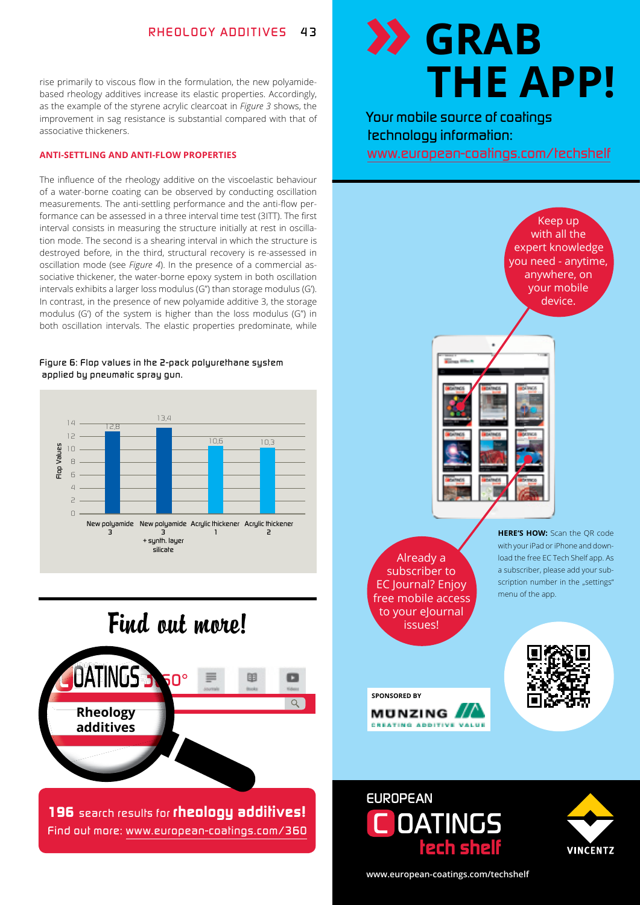rise primarily to viscous flow in the formulation, the new polyamide-based rheology additives increase its elastic properties. Accordingly, as the example of the styrene acrylic clearcoat in *Figure 3* shows, the improvement in sag resistance is substantial compared with that of associative thickeners.

## ANTI-SETTLING AND ANTI-FLOW PROPERTIES

The influence of the rheology additive on the viscoelastic behaviour of a water-borne coating can be observed by conducting oscillation measurements. The anti-settling performance and the anti-flow performance can be assessed in a three interval time test (3ITT). The first interval consists in measuring the structure initially at rest in oscillation mode. The second is a shearing interval in which the structure is destroyed before, in the third, structural recovery is re-assessed in oscillation mode (see *Figure 4*). In the presence of a commercial associative thickener, the water-borne epoxy system in both oscillation intervals exhibits a larger loss modulus (G") than storage modulus (G'). In contrast, in the presence of new polyamide additive 3, the storage modulus (G') of the system is higher than the loss modulus (G") in both oscillation intervals. The elastic properties predominate, while

Figure 6: Flop values in the 2-pack polyurethane system applied by pneumatic spray gun.

| | Flop Values |
|---|---|
| New polyamide 3 | 12,8 |
| New polyamide 3 + synth. layer silicate | 13,4 |
| Acrylic thickener 1 | 10,6 |
| Acrylic thickener 2 | 10,3 |

## Find out more!

**196** search results for **rheology additives!**
Find out more: www.european-coatings.com/360

# GRAB THE APP!

Your mobile source of coatings technology information: www.european-coatings.com/techshelf

Keep up with all the expert knowledge you need - anytime, anywhere, on your mobile device.

Already a subscriber to EC Journal? Enjoy free mobile access to your eJournal issues!

**HERE'S HOW:** Scan the QR code with your iPad or iPhone and download the free EC Tech Shelf app. As a subscriber, please add your subscription number in the „settings" menu of the app.

SPONSORED BY MÜNZING – CREATING ADDITIVE VALUE

EUROPEAN COATINGS tech shelf

VINCENTZ

www.european-coatings.com/techshelf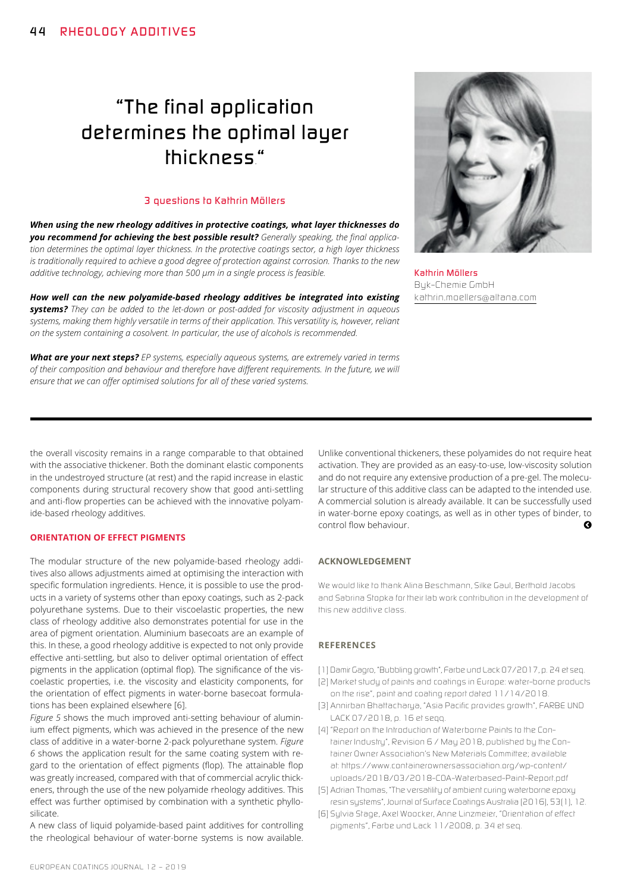# "The final application determines the optimal layer thickness."

### 3 questions to Kathrin Möllers

***When using the new rheology additives in protective coatings, what layer thicknesses do you recommend for achieving the best possible result?*** *Generally speaking, the final application determines the optimal layer thickness. In the protective coatings sector, a high layer thickness is traditionally required to achieve a good degree of protection against corrosion. Thanks to the new additive technology, achieving more than 500 µm in a single process is feasible.*

***How well can the new polyamide-based rheology additives be integrated into existing systems?*** *They can be added to the let-down or post-added for viscosity adjustment in aqueous systems, making them highly versatile in terms of their application. This versatility is, however, reliant on the system containing a cosolvent. In particular, the use of alcohols is recommended.*

***What are your next steps?*** *EP systems, especially aqueous systems, are extremely varied in terms of their composition and behaviour and therefore have different requirements. In the future, we will ensure that we can offer optimised solutions for all of these varied systems.*

Kathrin Möllers
Byk-Chemie GmbH
kathrin.moellers@altana.com

---

the overall viscosity remains in a range comparable to that obtained with the associative thickener. Both the dominant elastic components in the undestroyed structure (at rest) and the rapid increase in elastic components during structural recovery show that good anti-settling and anti-flow properties can be achieved with the innovative polyamide-based rheology additives.

## ORIENTATION OF EFFECT PIGMENTS

The modular structure of the new polyamide-based rheology additives also allows adjustments aimed at optimising the interaction with specific formulation ingredients. Hence, it is possible to use the products in a variety of systems other than epoxy coatings, such as 2-pack polyurethane systems. Due to their viscoelastic properties, the new class of rheology additive also demonstrates potential for use in the area of pigment orientation. Aluminium basecoats are an example of this. In these, a good rheology additive is expected to not only provide effective anti-settling, but also to deliver optimal orientation of effect pigments in the application (optimal flop). The significance of the viscoelastic properties, i.e. the viscosity and elasticity components, for the orientation of effect pigments in water-borne basecoat formulations has been explained elsewhere [6].

*Figure 5* shows the much improved anti-setting behaviour of aluminium effect pigments, which was achieved in the presence of the new class of additive in a water-borne 2-pack polyurethane system. *Figure 6* shows the application result for the same coating system with regard to the orientation of effect pigments (flop). The attainable flop was greatly increased, compared with that of commercial acrylic thickeners, through the use of the new polyamide rheology additives. This effect was further optimised by combination with a synthetic phyllosilicate.

A new class of liquid polyamide-based paint additives for controlling the rheological behaviour of water-borne systems is now available. Unlike conventional thickeners, these polyamides do not require heat activation. They are provided as an easy-to-use, low-viscosity solution and do not require any extensive production of a pre-gel. The molecular structure of this additive class can be adapted to the intended use. A commercial solution is already available. It can be successfully used in water-borne epoxy coatings, as well as in other types of binder, to control flow behaviour.

## ACKNOWLEDGEMENT

We would like to thank Alina Beschmann, Silke Gaul, Berthold Jacobs and Sabrina Stopka for their lab work contribution in the development of this new additive class.

## REFERENCES

[1] Damir Gagro, "Bubbling growth", Farbe und Lack 07/2017, p. 24 et seq.
[2] Market study of paints and coatings in Europe: water-borne products on the rise", paint and coating report dated 11/14/2018.
[3] Annirban Bhattacharya, "Asia Pacific provides growth", FARBE UND LACK 07/2018, p. 16 et seqq.
[4] "Report on the Introduction of Waterborne Paints to the Container Industry", Revision 6 / May 2018, published by the Container Owner Association's New Materials Committee; available at: https://www.containerownersassociation.org/wp-content/uploads/2018/03/2018-COA-Waterbased-Paint-Report.pdf
[5] Adrian Thomas, "The versatility of ambient curing waterborne epoxy resin systems", Journal of Surface Coatings Australia (2016), 53(1), 12.
[6] Sylvia Stage, Axel Woocker, Anne Linzmeier, "Orientation of effect pigments", Farbe und Lack 11/2008, p. 34 et seq.